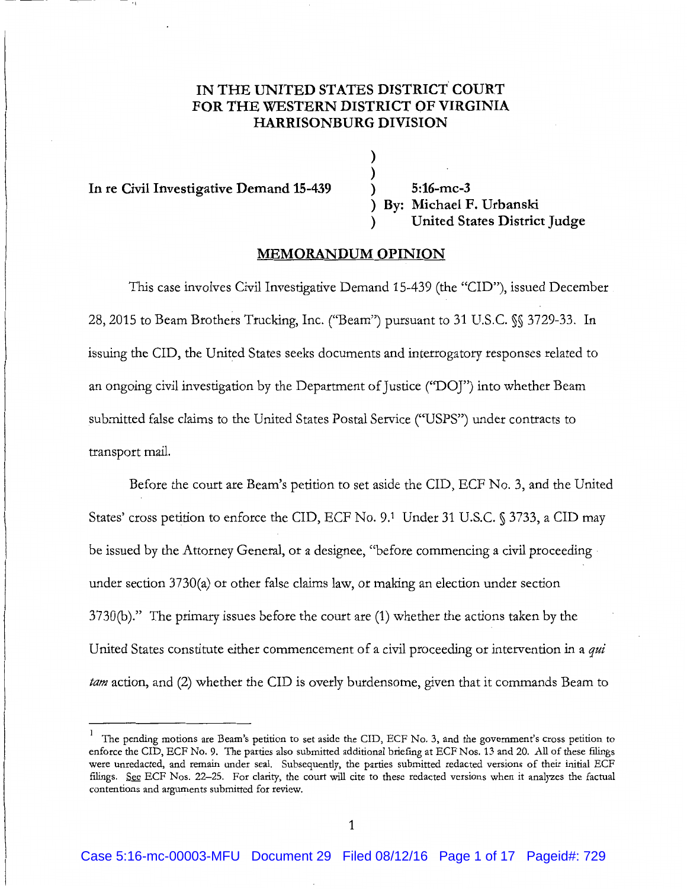# IN THE UNITED STATES DISTRICT COURT FOR THE WESTERN DISTRICT OF VIRGINIA HARRISONBURG DIVISION

| | |
|---|---|
| **In re Civil Investigative Demand 15-439** | **5:16-mc-3** |
| | **By: Michael F. Urbanski** |
| | **United States District Judge** |

## MEMORANDUM OPINION

This case involves Civil Investigative Demand 15-439 (the "CID"), issued December 28, 2015 to Beam Brothers Trucking, Inc. ("Beam") pursuant to 31 U.S.C. §§ 3729-33. In issuing the CID, the United States seeks documents and interrogatory responses related to an ongoing civil investigation by the Department of Justice ("DOJ") into whether Beam submitted false claims to the United States Postal Service ("USPS") under contracts to transport mail.

Before the court are Beam's petition to set aside the CID, ECF No. 3, and the United States' cross petition to enforce the CID, ECF No. 9.[1] Under 31 U.S.C. § 3733, a CID may be issued by the Attorney General, or a designee, "before commencing a civil proceeding under section 3730(a) or other false claims law, or making an election under section 3730(b)." The primary issues before the court are (1) whether the actions taken by the United States constitute either commencement of a civil proceeding or intervention in a *qui tam* action, and (2) whether the CID is overly burdensome, given that it commands Beam to

---

[1] The pending motions are Beam's petition to set aside the CID, ECF No. 3, and the government's cross petition to enforce the CID, ECF No. 9. The parties also submitted additional briefing at ECF Nos. 13 and 20. All of these filings were unredacted, and remain under seal. Subsequently, the parties submitted redacted versions of their initial ECF filings. See ECF Nos. 22–25. For clarity, the court will cite to these redacted versions when it analyzes the factual contentions and arguments submitted for review.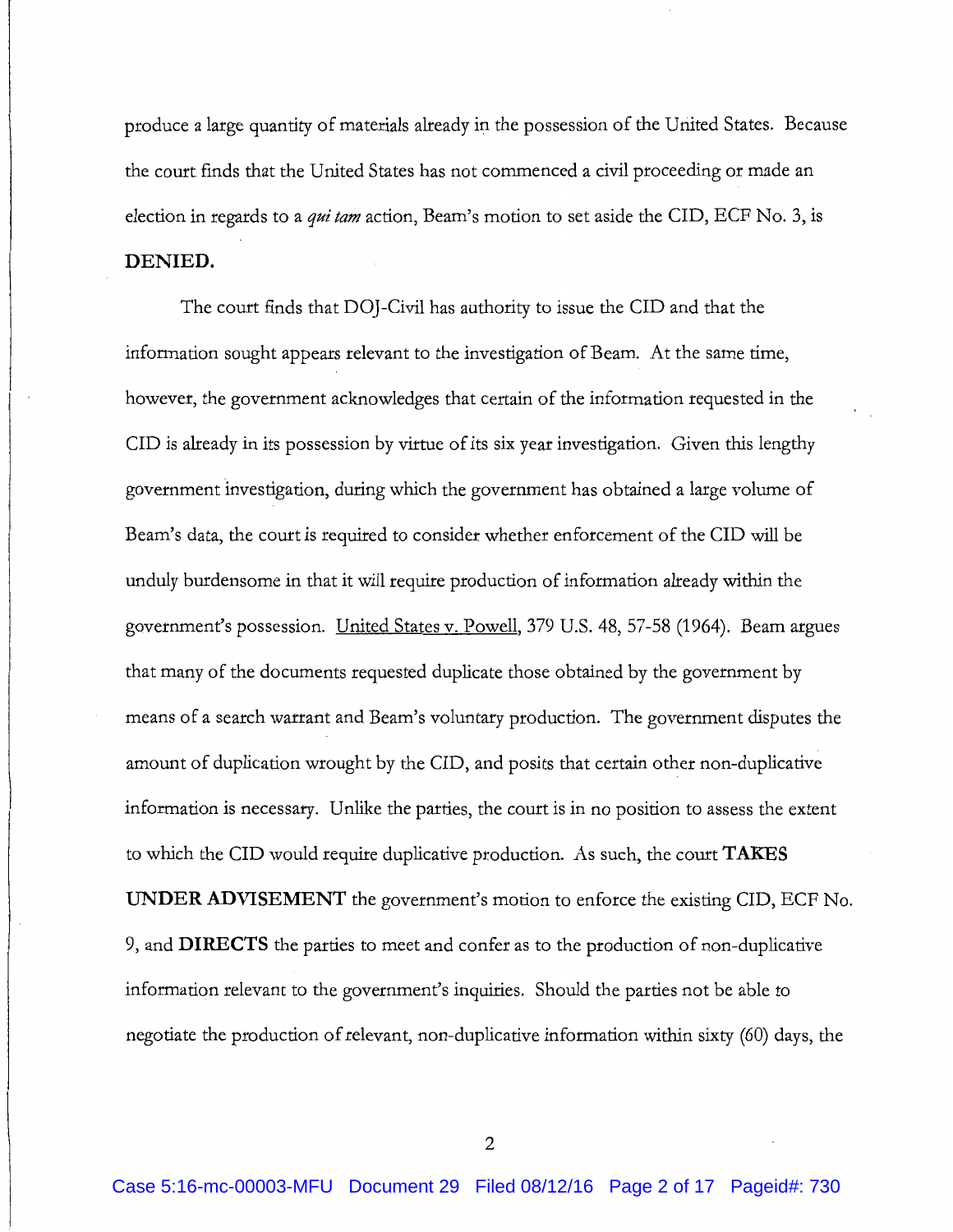produce a large quantity of materials already in the possession of the United States. Because the court finds that the United States has not commenced a civil proceeding or made an election in regards to a *qui tam* action, Beam's motion to set aside the CID, ECF No. 3, is **DENIED.**

The court finds that DOJ-Civil has authority to issue the CID and that the information sought appears relevant to the investigation of Beam. At the same time, however, the government acknowledges that certain of the information requested in the CID is already in its possession by virtue of its six year investigation. Given this lengthy government investigation, during which the government has obtained a large volume of Beam's data, the court is required to consider whether enforcement of the CID will be unduly burdensome in that it will require production of information already within the government's possession. United States v. Powell, 379 U.S. 48, 57-58 (1964). Beam argues that many of the documents requested duplicate those obtained by the government by means of a search warrant and Beam's voluntary production. The government disputes the amount of duplication wrought by the CID, and posits that certain other non-duplicative information is necessary. Unlike the parties, the court is in no position to assess the extent to which the CID would require duplicative production. As such, the court **TAKES UNDER ADVISEMENT** the government's motion to enforce the existing CID, ECF No. 9, and **DIRECTS** the parties to meet and confer as to the production of non-duplicative information relevant to the government's inquiries. Should the parties not be able to negotiate the production of relevant, non-duplicative information within sixty (60) days, the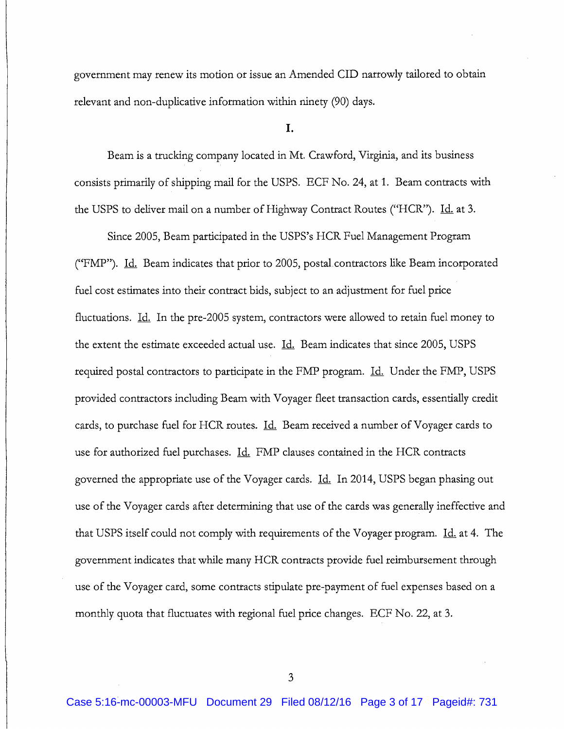government may renew its motion or issue an Amended CID narrowly tailored to obtain relevant and non-duplicative information within ninety (90) days.

## I.

Beam is a trucking company located in Mt. Crawford, Virginia, and its business consists primarily of shipping mail for the USPS. ECF No. 24, at 1. Beam contracts with the USPS to deliver mail on a number of Highway Contract Routes ("HCR"). Id. at 3.

Since 2005, Beam participated in the USPS's HCR Fuel Management Program ("FMP"). Id. Beam indicates that prior to 2005, postal contractors like Beam incorporated fuel cost estimates into their contract bids, subject to an adjustment for fuel price fluctuations. Id. In the pre-2005 system, contractors were allowed to retain fuel money to the extent the estimate exceeded actual use. Id. Beam indicates that since 2005, USPS required postal contractors to participate in the FMP program. Id. Under the FMP, USPS provided contractors including Beam with Voyager fleet transaction cards, essentially credit cards, to purchase fuel for HCR routes. Id. Beam received a number of Voyager cards to use for authorized fuel purchases. Id. FMP clauses contained in the HCR contracts governed the appropriate use of the Voyager cards. Id. In 2014, USPS began phasing out use of the Voyager cards after determining that use of the cards was generally ineffective and that USPS itself could not comply with requirements of the Voyager program. Id. at 4. The government indicates that while many HCR contracts provide fuel reimbursement through use of the Voyager card, some contracts stipulate pre-payment of fuel expenses based on a monthly quota that fluctuates with regional fuel price changes. ECF No. 22, at 3.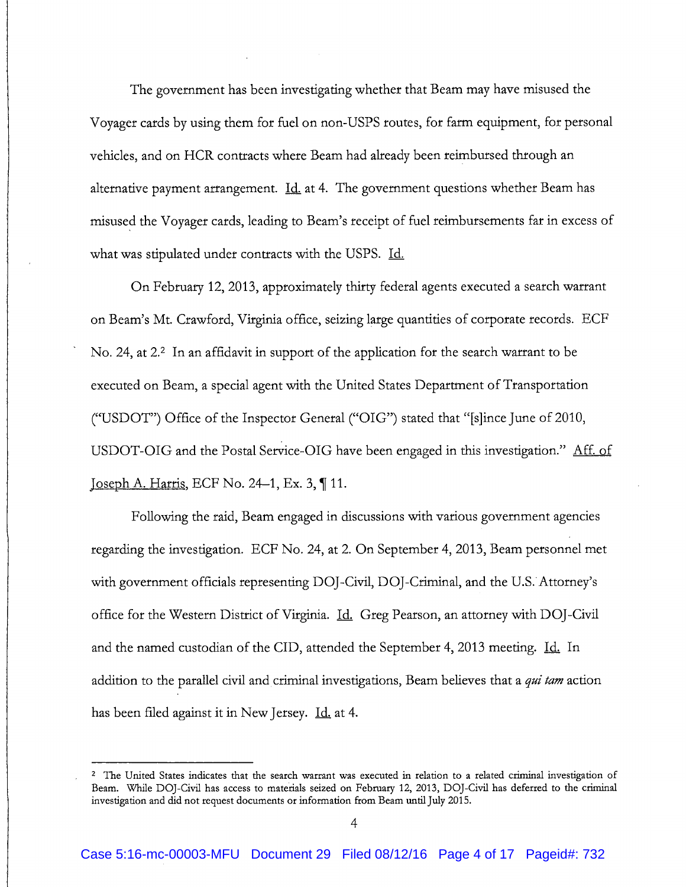The government has been investigating whether that Beam may have misused the Voyager cards by using them for fuel on non-USPS routes, for farm equipment, for personal vehicles, and on HCR contracts where Beam had already been reimbursed through an alternative payment arrangement. Id. at 4. The government questions whether Beam has misused the Voyager cards, leading to Beam's receipt of fuel reimbursements far in excess of what was stipulated under contracts with the USPS. Id.

On February 12, 2013, approximately thirty federal agents executed a search warrant on Beam's Mt. Crawford, Virginia office, seizing large quantities of corporate records. ECF No. 24, at 2.[2] In an affidavit in support of the application for the search warrant to be executed on Beam, a special agent with the United States Department of Transportation ("USDOT") Office of the Inspector General ("OIG") stated that "[s]ince June of 2010, USDOT-OIG and the Postal Service-OIG have been engaged in this investigation." Aff. of Joseph A. Harris, ECF No. 24–1, Ex. 3, ¶ 11.

Following the raid, Beam engaged in discussions with various government agencies regarding the investigation. ECF No. 24, at 2. On September 4, 2013, Beam personnel met with government officials representing DOJ-Civil, DOJ-Criminal, and the U.S. Attorney's office for the Western District of Virginia. Id. Greg Pearson, an attorney with DOJ-Civil and the named custodian of the CID, attended the September 4, 2013 meeting. Id. In addition to the parallel civil and criminal investigations, Beam believes that a *qui tam* action has been filed against it in New Jersey. Id. at 4.

---

[2] The United States indicates that the search warrant was executed in relation to a related criminal investigation of Beam. While DOJ-Civil has access to materials seized on February 12, 2013, DOJ-Civil has deferred to the criminal investigation and did not request documents or information from Beam until July 2015.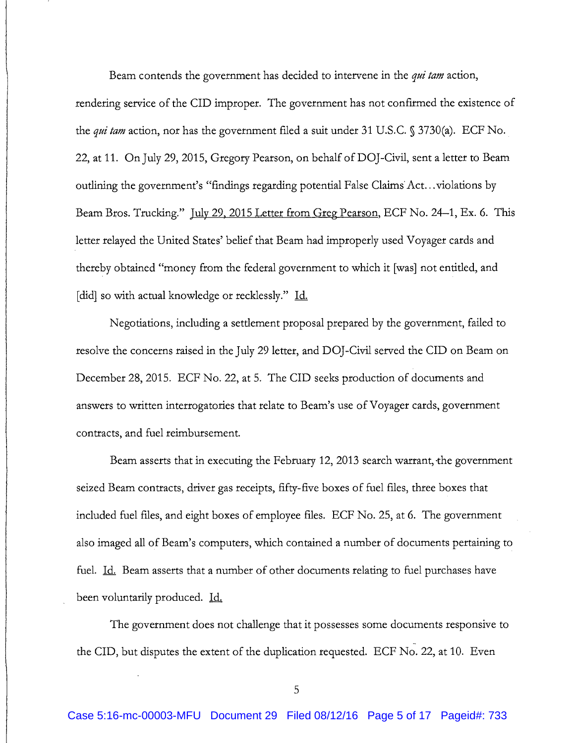Beam contends the government has decided to intervene in the *qui tam* action, rendering service of the CID improper. The government has not confirmed the existence of the *qui tam* action, nor has the government filed a suit under 31 U.S.C. § 3730(a). ECF No. 22, at 11. On July 29, 2015, Gregory Pearson, on behalf of DOJ-Civil, sent a letter to Beam outlining the government's "findings regarding potential False Claims Act…violations by Beam Bros. Trucking." July 29, 2015 Letter from Greg Pearson, ECF No. 24–1, Ex. 6. This letter relayed the United States' belief that Beam had improperly used Voyager cards and thereby obtained "money from the federal government to which it [was] not entitled, and [did] so with actual knowledge or recklessly." Id.

Negotiations, including a settlement proposal prepared by the government, failed to resolve the concerns raised in the July 29 letter, and DOJ-Civil served the CID on Beam on December 28, 2015. ECF No. 22, at 5. The CID seeks production of documents and answers to written interrogatories that relate to Beam's use of Voyager cards, government contracts, and fuel reimbursement.

Beam asserts that in executing the February 12, 2013 search warrant, the government seized Beam contracts, driver gas receipts, fifty-five boxes of fuel files, three boxes that included fuel files, and eight boxes of employee files. ECF No. 25, at 6. The government also imaged all of Beam's computers, which contained a number of documents pertaining to fuel. Id. Beam asserts that a number of other documents relating to fuel purchases have been voluntarily produced. Id.

The government does not challenge that it possesses some documents responsive to the CID, but disputes the extent of the duplication requested. ECF No. 22, at 10. Even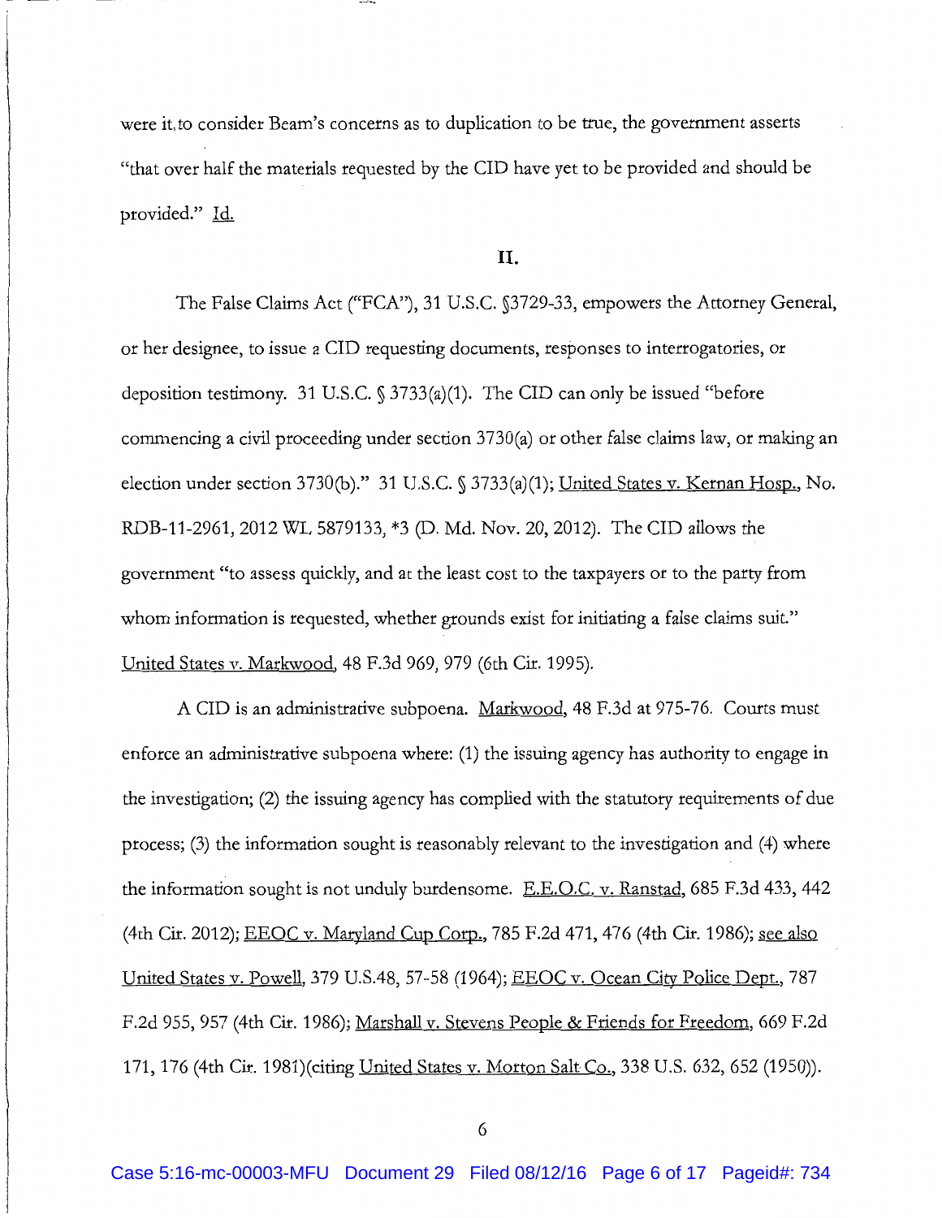were it to consider Beam's concerns as to duplication to be true, the government asserts "that over half the materials requested by the CID have yet to be provided and should be provided." Id.

## II.

The False Claims Act ("FCA"), 31 U.S.C. §3729-33, empowers the Attorney General, or her designee, to issue a CID requesting documents, responses to interrogatories, or deposition testimony. 31 U.S.C. § 3733(a)(1). The CID can only be issued "before commencing a civil proceeding under section 3730(a) or other false claims law, or making an election under section 3730(b)." 31 U.S.C. § 3733(a)(1); United States v. Kernan Hosp., No. RDB-11-2961, 2012 WL 5879133, *3 (D. Md. Nov. 20, 2012). The CID allows the government "to assess quickly, and at the least cost to the taxpayers or to the party from whom information is requested, whether grounds exist for initiating a false claims suit." United States v. Markwood, 48 F.3d 969, 979 (6th Cir. 1995).

A CID is an administrative subpoena. Markwood, 48 F.3d at 975-76. Courts must enforce an administrative subpoena where: (1) the issuing agency has authority to engage in the investigation; (2) the issuing agency has complied with the statutory requirements of due process; (3) the information sought is reasonably relevant to the investigation and (4) where the information sought is not unduly burdensome. E.E.O.C. v. Ranstad, 685 F.3d 433, 442 (4th Cir. 2012); EEOC v. Maryland Cup Corp., 785 F.2d 471, 476 (4th Cir. 1986); see also United States v. Powell, 379 U.S.48, 57-58 (1964); EEOC v. Ocean City Police Dept., 787 F.2d 955, 957 (4th Cir. 1986); Marshall v. Stevens People & Friends for Freedom, 669 F.2d 171, 176 (4th Cir. 1981)(citing United States v. Morton Salt Co., 338 U.S. 632, 652 (1950)).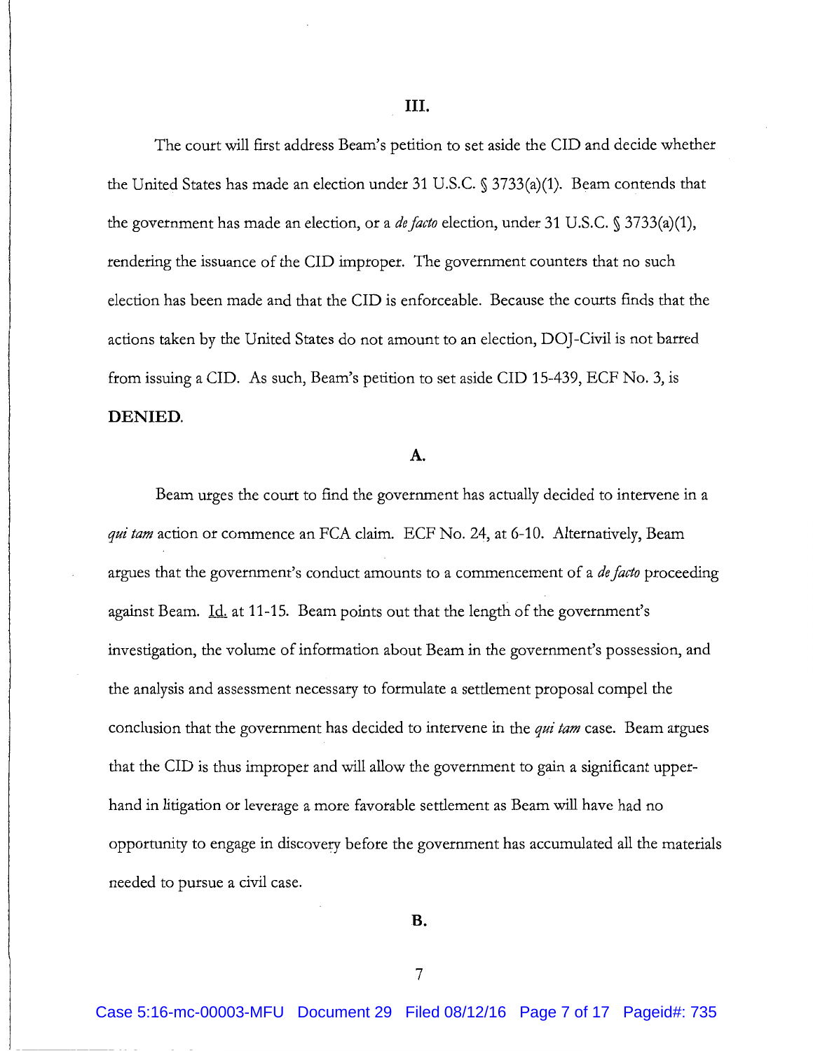## III.

The court will first address Beam's petition to set aside the CID and decide whether the United States has made an election under 31 U.S.C. § 3733(a)(1). Beam contends that the government has made an election, or a *de facto* election, under 31 U.S.C. § 3733(a)(1), rendering the issuance of the CID improper. The government counters that no such election has been made and that the CID is enforceable. Because the courts finds that the actions taken by the United States do not amount to an election, DOJ-Civil is not barred from issuing a CID. As such, Beam's petition to set aside CID 15-439, ECF No. 3, is **DENIED**.

### A.

Beam urges the court to find the government has actually decided to intervene in a *qui tam* action or commence an FCA claim. ECF No. 24, at 6-10. Alternatively, Beam argues that the government's conduct amounts to a commencement of a *de facto* proceeding against Beam. Id. at 11-15. Beam points out that the length of the government's investigation, the volume of information about Beam in the government's possession, and the analysis and assessment necessary to formulate a settlement proposal compel the conclusion that the government has decided to intervene in the *qui tam* case. Beam argues that the CID is thus improper and will allow the government to gain a significant upper-hand in litigation or leverage a more favorable settlement as Beam will have had no opportunity to engage in discovery before the government has accumulated all the materials needed to pursue a civil case.

### B.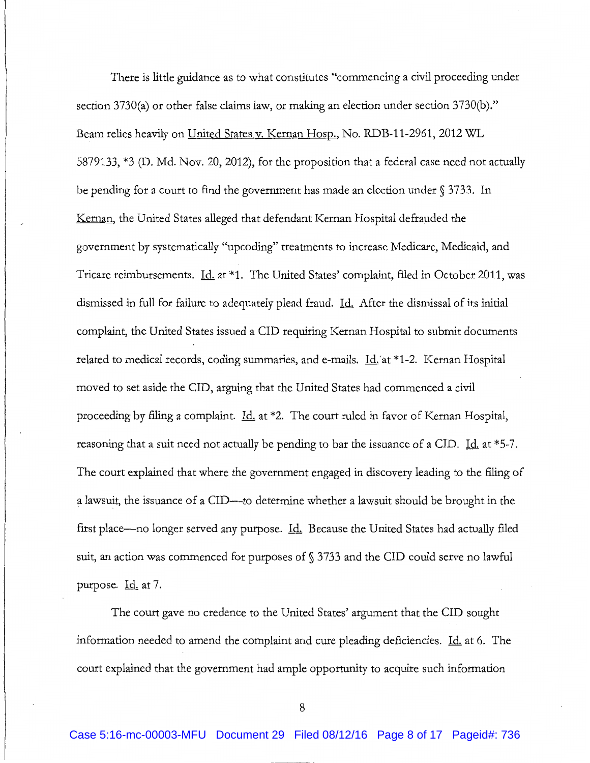There is little guidance as to what constitutes "commencing a civil proceeding under section 3730(a) or other false claims law, or making an election under section 3730(b)." Beam relies heavily on United States v. Kernan Hosp., No. RDB-11-2961, 2012 WL 5879133, *3 (D. Md. Nov. 20, 2012), for the proposition that a federal case need not actually be pending for a court to find the government has made an election under § 3733. In Kernan, the United States alleged that defendant Kernan Hospital defrauded the government by systematically "upcoding" treatments to increase Medicare, Medicaid, and Tricare reimbursements. Id. at *1. The United States' complaint, filed in October 2011, was dismissed in full for failure to adequately plead fraud. Id. After the dismissal of its initial complaint, the United States issued a CID requiring Kernan Hospital to submit documents related to medical records, coding summaries, and e-mails. Id. at *1-2. Kernan Hospital moved to set aside the CID, arguing that the United States had commenced a civil proceeding by filing a complaint. Id. at *2. The court ruled in favor of Kernan Hospital, reasoning that a suit need not actually be pending to bar the issuance of a CID. Id. at *5-7. The court explained that where the government engaged in discovery leading to the filing of a lawsuit, the issuance of a CID—to determine whether a lawsuit should be brought in the first place—no longer served any purpose. Id. Because the United States had actually filed suit, an action was commenced for purposes of § 3733 and the CID could serve no lawful purpose. Id. at 7.

The court gave no credence to the United States' argument that the CID sought information needed to amend the complaint and cure pleading deficiencies. Id. at 6. The court explained that the government had ample opportunity to acquire such information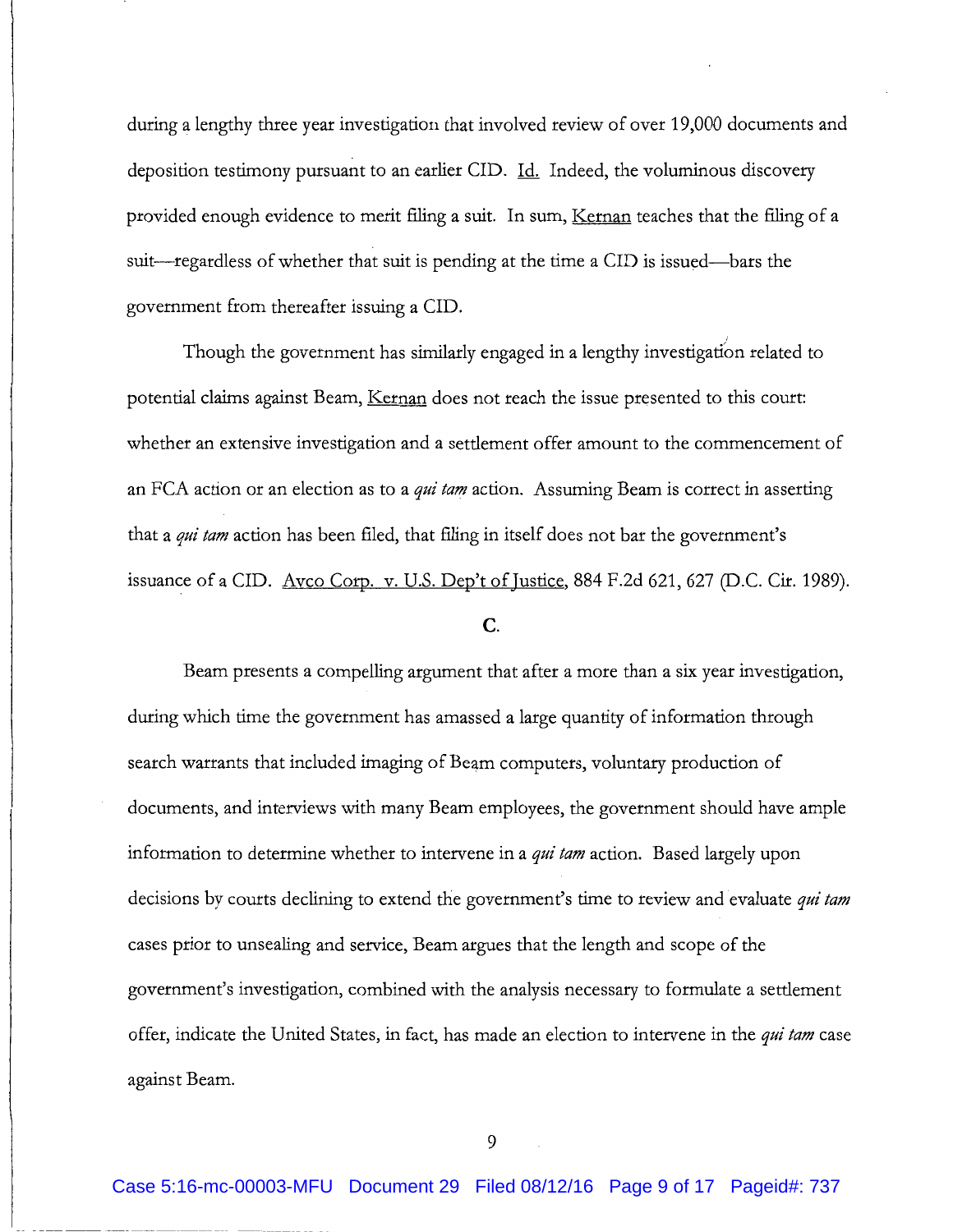during a lengthy three year investigation that involved review of over 19,000 documents and deposition testimony pursuant to an earlier CID. Id. Indeed, the voluminous discovery provided enough evidence to merit filing a suit. In sum, Kernan teaches that the filing of a suit—regardless of whether that suit is pending at the time a CID is issued—bars the government from thereafter issuing a CID.

Though the government has similarly engaged in a lengthy investigation related to potential claims against Beam, Kernan does not reach the issue presented to this court: whether an extensive investigation and a settlement offer amount to the commencement of an FCA action or an election as to a *qui tam* action. Assuming Beam is correct in asserting that a *qui tam* action has been filed, that filing in itself does not bar the government's issuance of a CID. Avco Corp. v. U.S. Dep't of Justice, 884 F.2d 621, 627 (D.C. Cir. 1989).

### C.

Beam presents a compelling argument that after a more than a six year investigation, during which time the government has amassed a large quantity of information through search warrants that included imaging of Beam computers, voluntary production of documents, and interviews with many Beam employees, the government should have ample information to determine whether to intervene in a *qui tam* action. Based largely upon decisions by courts declining to extend the government's time to review and evaluate *qui tam* cases prior to unsealing and service, Beam argues that the length and scope of the government's investigation, combined with the analysis necessary to formulate a settlement offer, indicate the United States, in fact, has made an election to intervene in the *qui tam* case against Beam.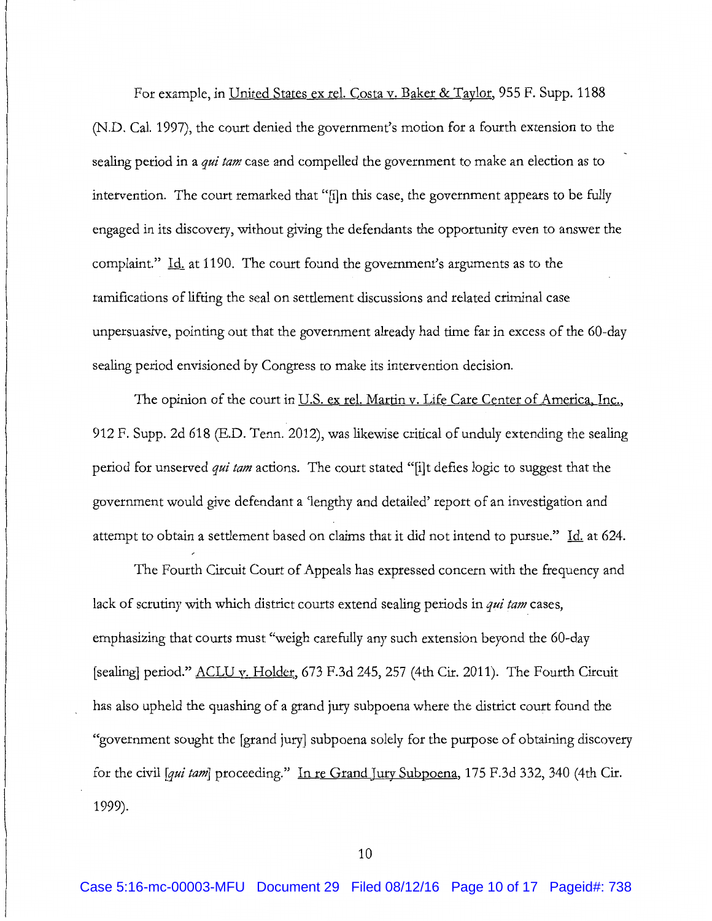For example, in United States ex rel. Costa v. Baker & Taylor, 955 F. Supp. 1188 (N.D. Cal. 1997), the court denied the government's motion for a fourth extension to the sealing period in a *qui tam* case and compelled the government to make an election as to intervention. The court remarked that "[i]n this case, the government appears to be fully engaged in its discovery, without giving the defendants the opportunity even to answer the complaint." Id. at 1190. The court found the government's arguments as to the ramifications of lifting the seal on settlement discussions and related criminal case unpersuasive, pointing out that the government already had time far in excess of the 60-day sealing period envisioned by Congress to make its intervention decision.

The opinion of the court in U.S. ex rel. Martin v. Life Care Center of America, Inc., 912 F. Supp. 2d 618 (E.D. Tenn. 2012), was likewise critical of unduly extending the sealing period for unserved *qui tam* actions. The court stated "[i]t defies logic to suggest that the government would give defendant a 'lengthy and detailed' report of an investigation and attempt to obtain a settlement based on claims that it did not intend to pursue." Id. at 624.

The Fourth Circuit Court of Appeals has expressed concern with the frequency and lack of scrutiny with which district courts extend sealing periods in *qui tam* cases, emphasizing that courts must "weigh carefully any such extension beyond the 60-day [sealing] period." ACLU v. Holder, 673 F.3d 245, 257 (4th Cir. 2011). The Fourth Circuit has also upheld the quashing of a grand jury subpoena where the district court found the "government sought the [grand jury] subpoena solely for the purpose of obtaining discovery for the civil [*qui tam*] proceeding." In re Grand Jury Subpoena, 175 F.3d 332, 340 (4th Cir. 1999).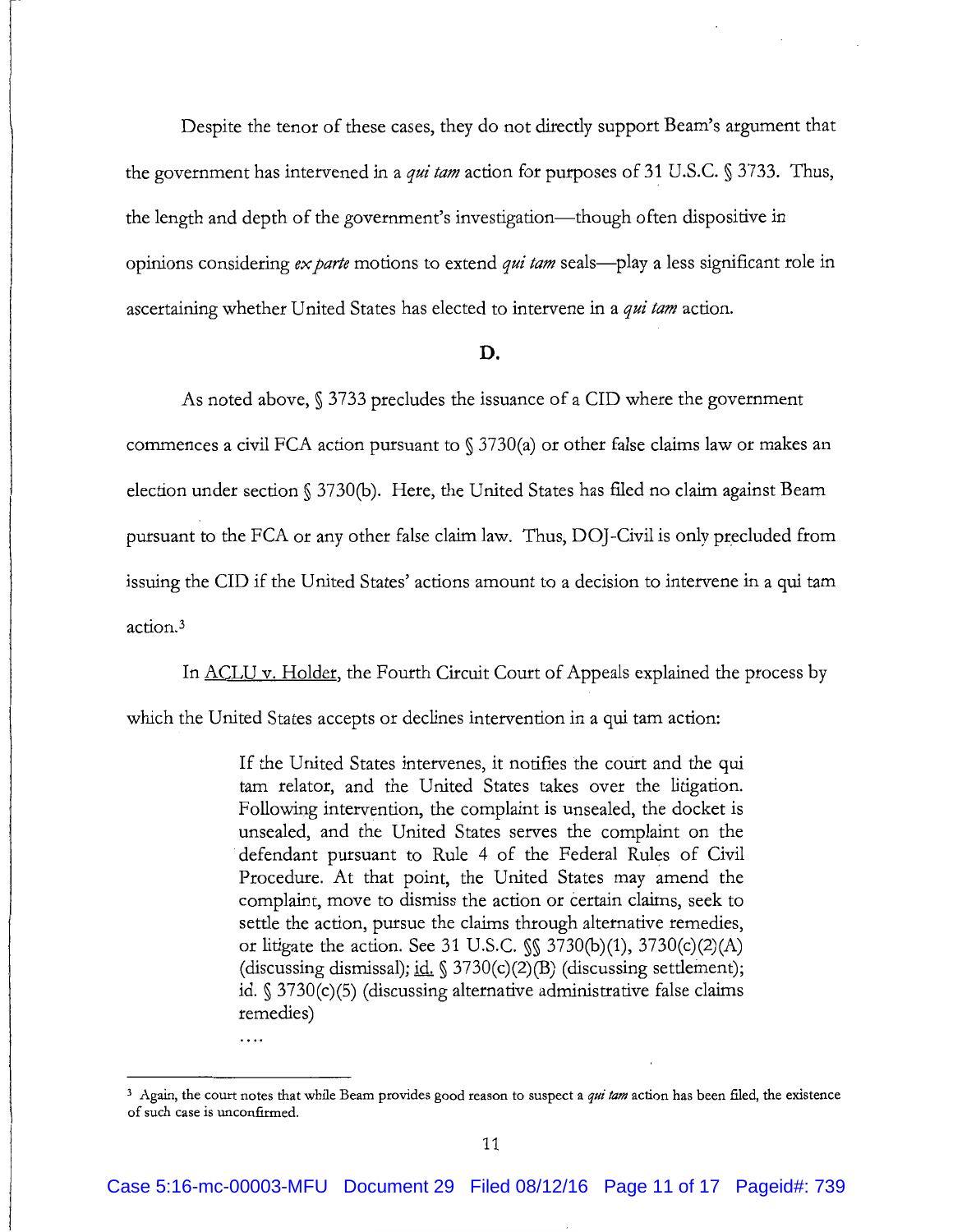Despite the tenor of these cases, they do not directly support Beam's argument that the government has intervened in a *qui tam* action for purposes of 31 U.S.C. § 3733. Thus, the length and depth of the government's investigation—though often dispositive in opinions considering *ex parte* motions to extend *qui tam* seals—play a less significant role in ascertaining whether United States has elected to intervene in a *qui tam* action.

**D.**

As noted above, § 3733 precludes the issuance of a CID where the government commences a civil FCA action pursuant to § 3730(a) or other false claims law or makes an election under section § 3730(b). Here, the United States has filed no claim against Beam pursuant to the FCA or any other false claim law. Thus, DOJ-Civil is only precluded from issuing the CID if the United States' actions amount to a decision to intervene in a qui tam action.[3]

In ACLU v. Holder, the Fourth Circuit Court of Appeals explained the process by which the United States accepts or declines intervention in a qui tam action:

> If the United States intervenes, it notifies the court and the qui tam relator, and the United States takes over the litigation. Following intervention, the complaint is unsealed, the docket is unsealed, and the United States serves the complaint on the defendant pursuant to Rule 4 of the Federal Rules of Civil Procedure. At that point, the United States may amend the complaint, move to dismiss the action or certain claims, seek to settle the action, pursue the claims through alternative remedies, or litigate the action. See 31 U.S.C. §§ 3730(b)(1), 3730(c)(2)(A) (discussing dismissal); id. § 3730(c)(2)(B) (discussing settlement); id. § 3730(c)(5) (discussing alternative administrative false claims remedies)
>
> ....

[3] Again, the court notes that while Beam provides good reason to suspect a *qui tam* action has been filed, the existence of such case is unconfirmed.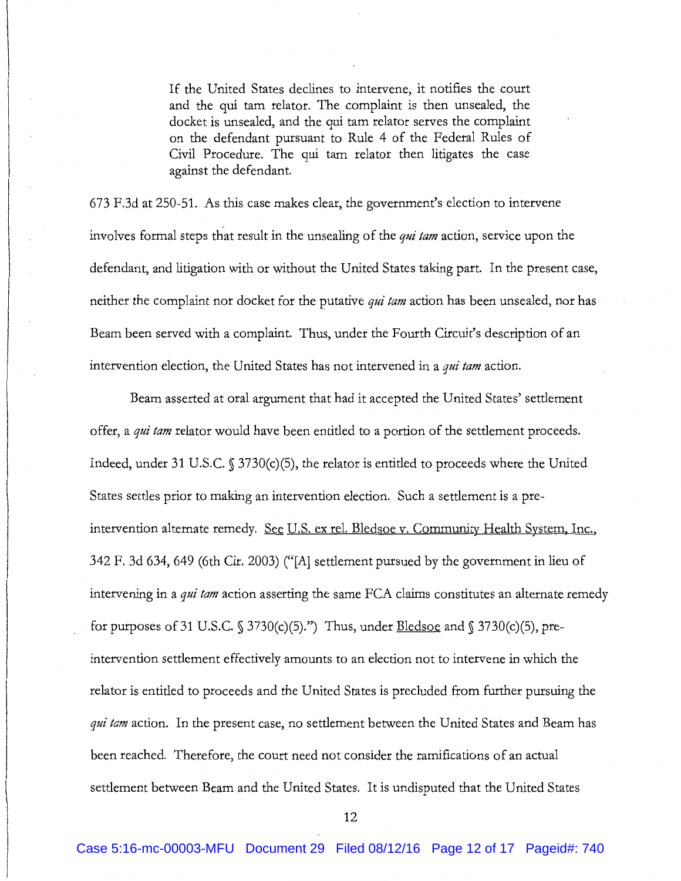> If the United States declines to intervene, it notifies the court and the qui tam relator. The complaint is then unsealed, the docket is unsealed, and the qui tam relator serves the complaint on the defendant pursuant to Rule 4 of the Federal Rules of Civil Procedure. The qui tam relator then litigates the case against the defendant.

673 F.3d at 250-51. As this case makes clear, the government's election to intervene involves formal steps that result in the unsealing of the *qui tam* action, service upon the defendant, and litigation with or without the United States taking part. In the present case, neither the complaint nor docket for the putative *qui tam* action has been unsealed, nor has Beam been served with a complaint. Thus, under the Fourth Circuit's description of an intervention election, the United States has not intervened in a *qui tam* action.

Beam asserted at oral argument that had it accepted the United States' settlement offer, a *qui tam* relator would have been entitled to a portion of the settlement proceeds. Indeed, under 31 U.S.C. § 3730(c)(5), the relator is entitled to proceeds where the United States settles prior to making an intervention election. Such a settlement is a pre-intervention alternate remedy. See U.S. ex rel. Bledsoe v. Community Health System, Inc., 342 F. 3d 634, 649 (6th Cir. 2003) ("[A] settlement pursued by the government in lieu of intervening in a *qui tam* action asserting the same FCA claims constitutes an alternate remedy for purposes of 31 U.S.C. § 3730(c)(5).") Thus, under Bledsoe and § 3730(c)(5), pre-intervention settlement effectively amounts to an election not to intervene in which the relator is entitled to proceeds and the United States is precluded from further pursuing the *qui tam* action. In the present case, no settlement between the United States and Beam has been reached. Therefore, the court need not consider the ramifications of an actual settlement between Beam and the United States. It is undisputed that the United States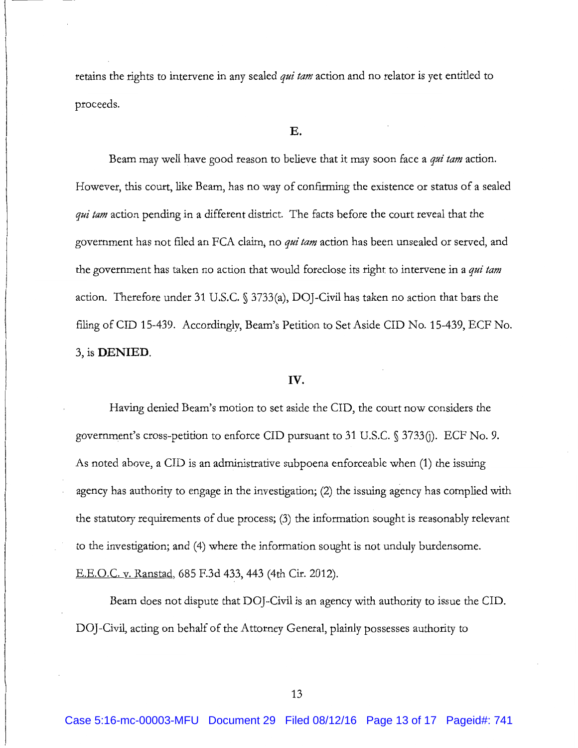retains the rights to intervene in any sealed *qui tam* action and no relator is yet entitled to proceeds.

**E.**

Beam may well have good reason to believe that it may soon face a *qui tam* action. However, this court, like Beam, has no way of confirming the existence or status of a sealed *qui tam* action pending in a different district. The facts before the court reveal that the government has not filed an FCA claim, no *qui tam* action has been unsealed or served, and the government has taken no action that would foreclose its right to intervene in a *qui tam* action. Therefore under 31 U.S.C. § 3733(a), DOJ-Civil has taken no action that bars the filing of CID 15-439. Accordingly, Beam's Petition to Set Aside CID No. 15-439, ECF No. 3, is **DENIED**.

**IV.**

Having denied Beam's motion to set aside the CID, the court now considers the government's cross-petition to enforce CID pursuant to 31 U.S.C. § 3733(j). ECF No. 9. As noted above, a CID is an administrative subpoena enforceable when (1) the issuing agency has authority to engage in the investigation; (2) the issuing agency has complied with the statutory requirements of due process; (3) the information sought is reasonably relevant to the investigation; and (4) where the information sought is not unduly burdensome. E.E.O.C. v. Ranstad, 685 F.3d 433, 443 (4th Cir. 2012).

Beam does not dispute that DOJ-Civil is an agency with authority to issue the CID. DOJ-Civil, acting on behalf of the Attorney General, plainly possesses authority to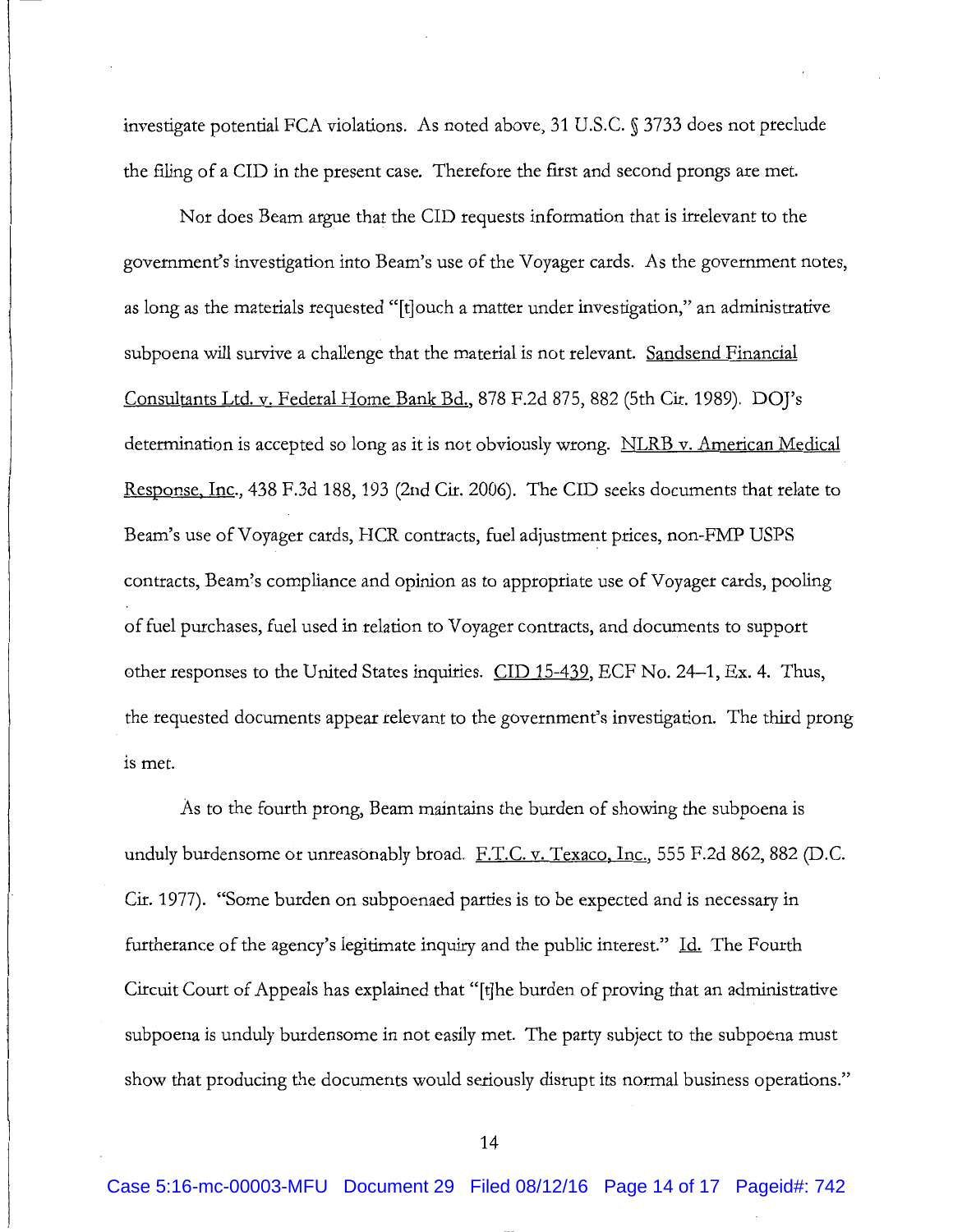investigate potential FCA violations. As noted above, 31 U.S.C. § 3733 does not preclude the filing of a CID in the present case. Therefore the first and second prongs are met.

Nor does Beam argue that the CID requests information that is irrelevant to the government's investigation into Beam's use of the Voyager cards. As the government notes, as long as the materials requested "[t]ouch a matter under investigation," an administrative subpoena will survive a challenge that the material is not relevant. Sandsend Financial Consultants Ltd. v. Federal Home Bank Bd., 878 F.2d 875, 882 (5th Cir. 1989). DOJ's determination is accepted so long as it is not obviously wrong. NLRB v. American Medical Response, Inc., 438 F.3d 188, 193 (2nd Cir. 2006). The CID seeks documents that relate to Beam's use of Voyager cards, HCR contracts, fuel adjustment prices, non-FMP USPS contracts, Beam's compliance and opinion as to appropriate use of Voyager cards, pooling of fuel purchases, fuel used in relation to Voyager contracts, and documents to support other responses to the United States inquiries. CID 15-439, ECF No. 24–1, Ex. 4. Thus, the requested documents appear relevant to the government's investigation. The third prong is met.

As to the fourth prong, Beam maintains the burden of showing the subpoena is unduly burdensome or unreasonably broad. F.T.C. v. Texaco, Inc., 555 F.2d 862, 882 (D.C. Cir. 1977). "Some burden on subpoenaed parties is to be expected and is necessary in furtherance of the agency's legitimate inquiry and the public interest." Id. The Fourth Circuit Court of Appeals has explained that "[t]he burden of proving that an administrative subpoena is unduly burdensome in not easily met. The party subject to the subpoena must show that producing the documents would seriously disrupt its normal business operations."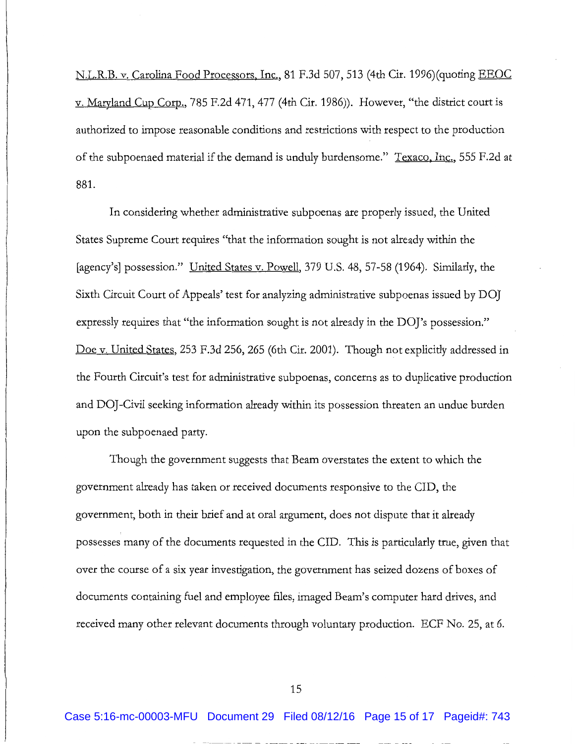N.L.R.B. v. Carolina Food Processors, Inc., 81 F.3d 507, 513 (4th Cir. 1996)(quoting EEOC v. Maryland Cup Corp., 785 F.2d 471, 477 (4th Cir. 1986)). However, "the district court is authorized to impose reasonable conditions and restrictions with respect to the production of the subpoenaed material if the demand is unduly burdensome." Texaco, Inc., 555 F.2d at 881.

In considering whether administrative subpoenas are properly issued, the United States Supreme Court requires "that the information sought is not already within the [agency's] possession." United States v. Powell, 379 U.S. 48, 57-58 (1964). Similarly, the Sixth Circuit Court of Appeals' test for analyzing administrative subpoenas issued by DOJ expressly requires that "the information sought is not already in the DOJ's possession." Doe v. United States, 253 F.3d 256, 265 (6th Cir. 2001). Though not explicitly addressed in the Fourth Circuit's test for administrative subpoenas, concerns as to duplicative production and DOJ-Civil seeking information already within its possession threaten an undue burden upon the subpoenaed party.

Though the government suggests that Beam overstates the extent to which the government already has taken or received documents responsive to the CID, the government, both in their brief and at oral argument, does not dispute that it already possesses many of the documents requested in the CID. This is particularly true, given that over the course of a six year investigation, the government has seized dozens of boxes of documents containing fuel and employee files, imaged Beam's computer hard drives, and received many other relevant documents through voluntary production. ECF No. 25, at 6.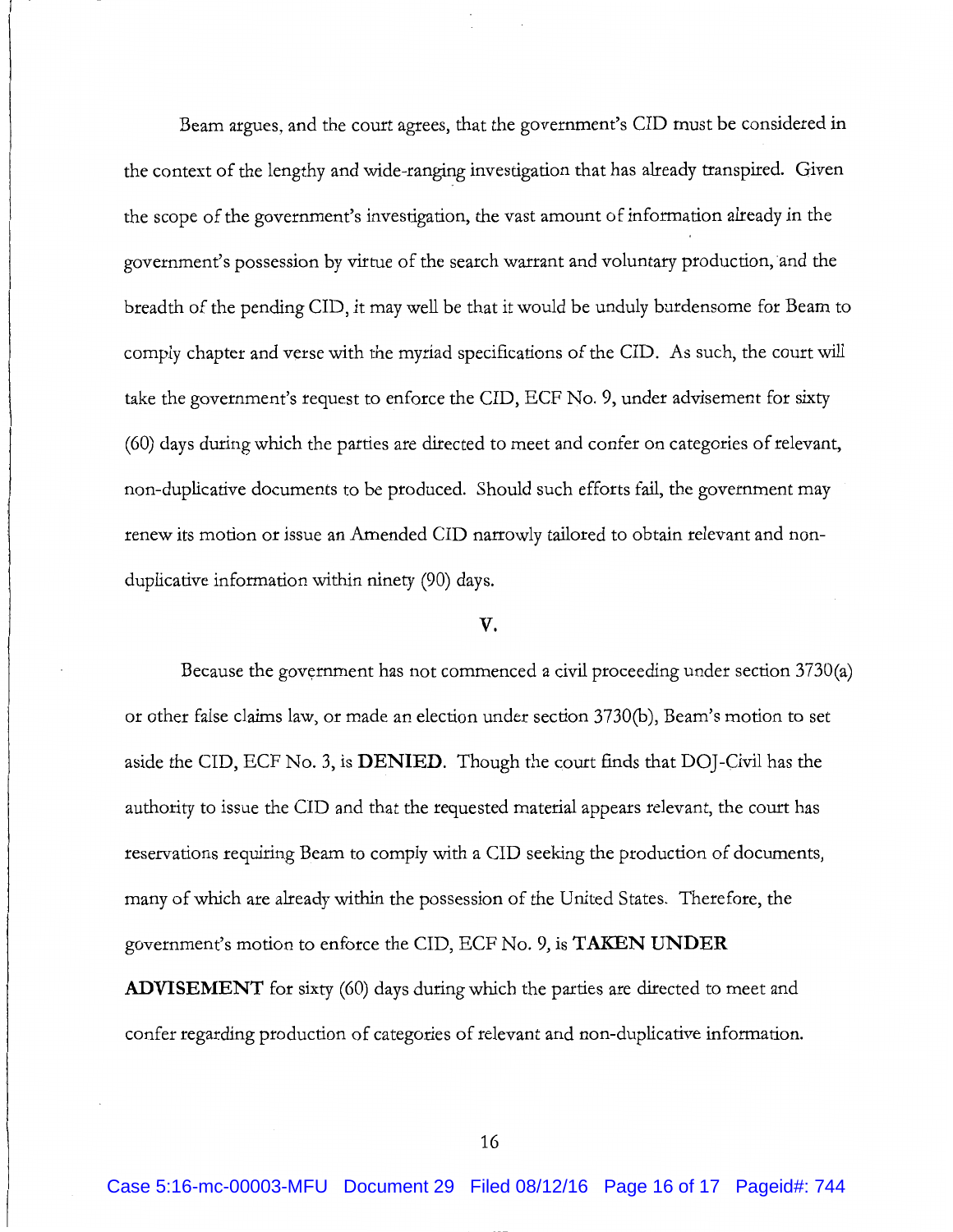Beam argues, and the court agrees, that the government's CID must be considered in the context of the lengthy and wide-ranging investigation that has already transpired. Given the scope of the government's investigation, the vast amount of information already in the government's possession by virtue of the search warrant and voluntary production, and the breadth of the pending CID, it may well be that it would be unduly burdensome for Beam to comply chapter and verse with the myriad specifications of the CID. As such, the court will take the government's request to enforce the CID, ECF No. 9, under advisement for sixty (60) days during which the parties are directed to meet and confer on categories of relevant, non-duplicative documents to be produced. Should such efforts fail, the government may renew its motion or issue an Amended CID narrowly tailored to obtain relevant and non-duplicative information within ninety (90) days.

## V.

Because the government has not commenced a civil proceeding under section 3730(a) or other false claims law, or made an election under section 3730(b), Beam's motion to set aside the CID, ECF No. 3, is **DENIED**. Though the court finds that DOJ-Civil has the authority to issue the CID and that the requested material appears relevant, the court has reservations requiring Beam to comply with a CID seeking the production of documents, many of which are already within the possession of the United States. Therefore, the government's motion to enforce the CID, ECF No. 9, is **TAKEN UNDER ADVISEMENT** for sixty (60) days during which the parties are directed to meet and confer regarding production of categories of relevant and non-duplicative information.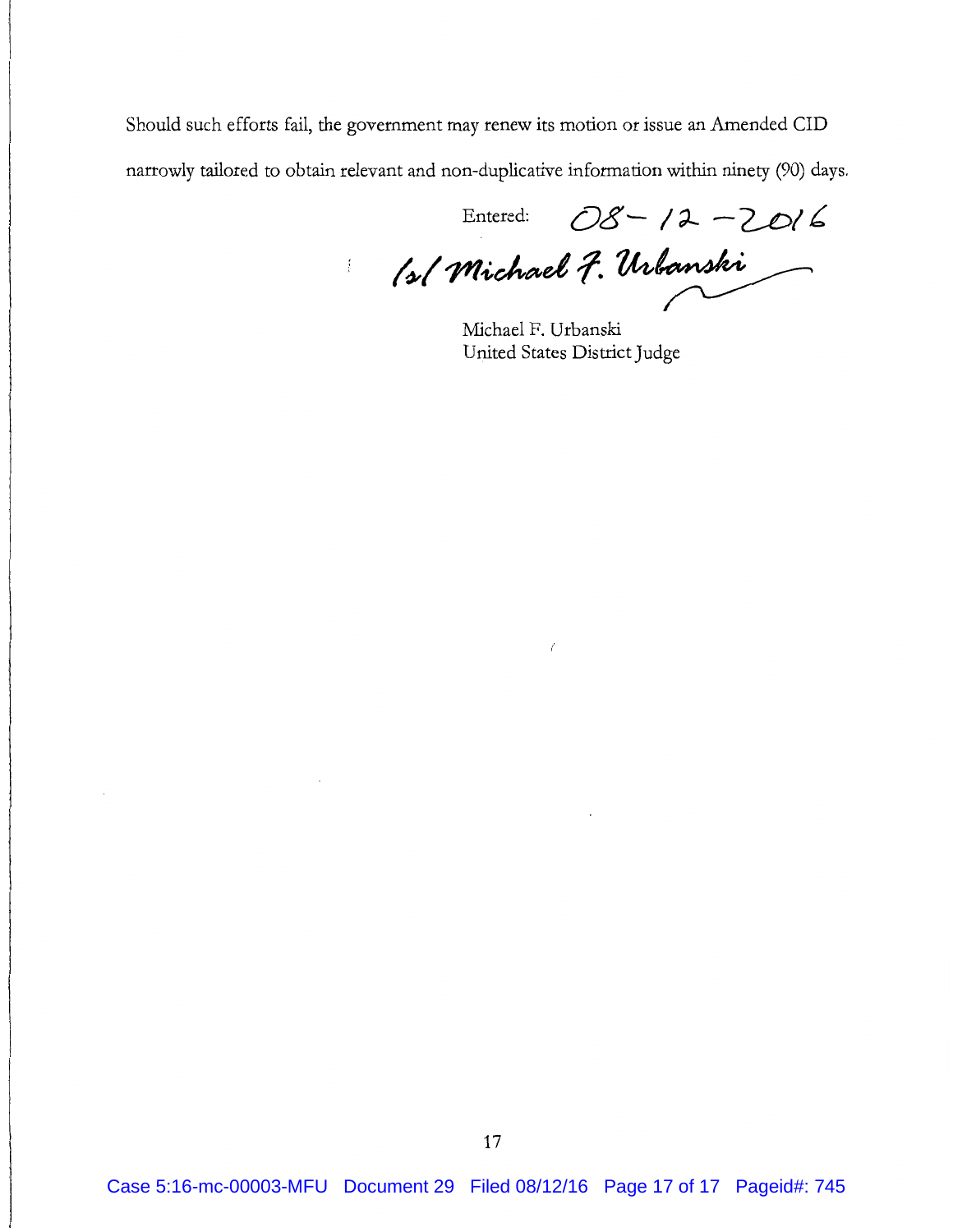Should such efforts fail, the government may renew its motion or issue an Amended CID narrowly tailored to obtain relevant and non-duplicative information within ninety (90) days.

Entered: 08-12-2016

/s/ Michael F. Urbanski

Michael F. Urbanski
United States District Judge